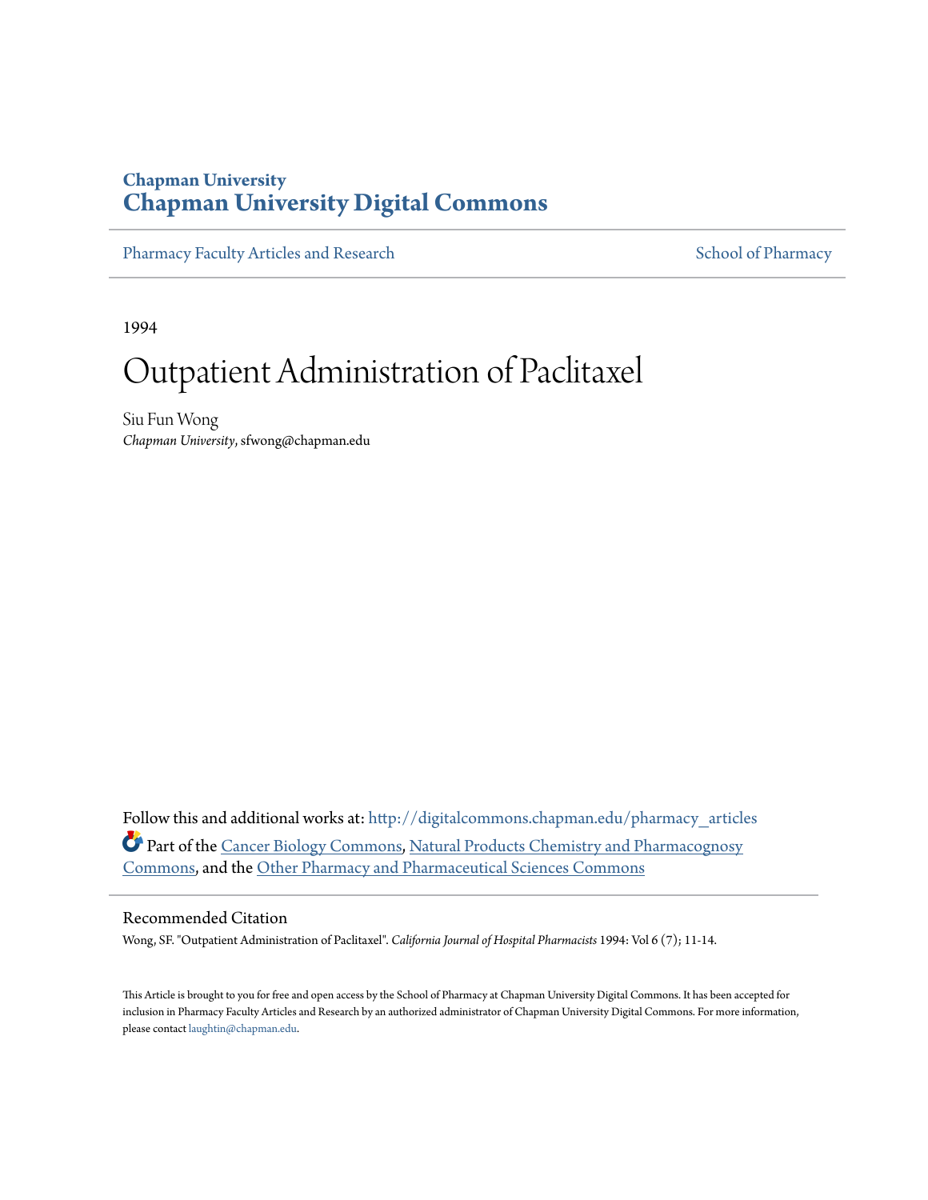Chapman University

# Chapman University Digital Commons

Pharmacy Faculty Articles and Research

School of Pharmacy

1994

# Outpatient Administration of Paclitaxel

Siu Fun Wong
*Chapman University*, sfwong@chapman.edu

Follow this and additional works at: http://digitalcommons.chapman.edu/pharmacy_articles

Part of the Cancer Biology Commons, Natural Products Chemistry and Pharmacognosy Commons, and the Other Pharmacy and Pharmaceutical Sciences Commons

## Recommended Citation

Wong, SF. "Outpatient Administration of Paclitaxel". *California Journal of Hospital Pharmacists* 1994: Vol 6 (7); 11-14.

This Article is brought to you for free and open access by the School of Pharmacy at Chapman University Digital Commons. It has been accepted for inclusion in Pharmacy Faculty Articles and Research by an authorized administrator of Chapman University Digital Commons. For more information, please contact laughtin@chapman.edu.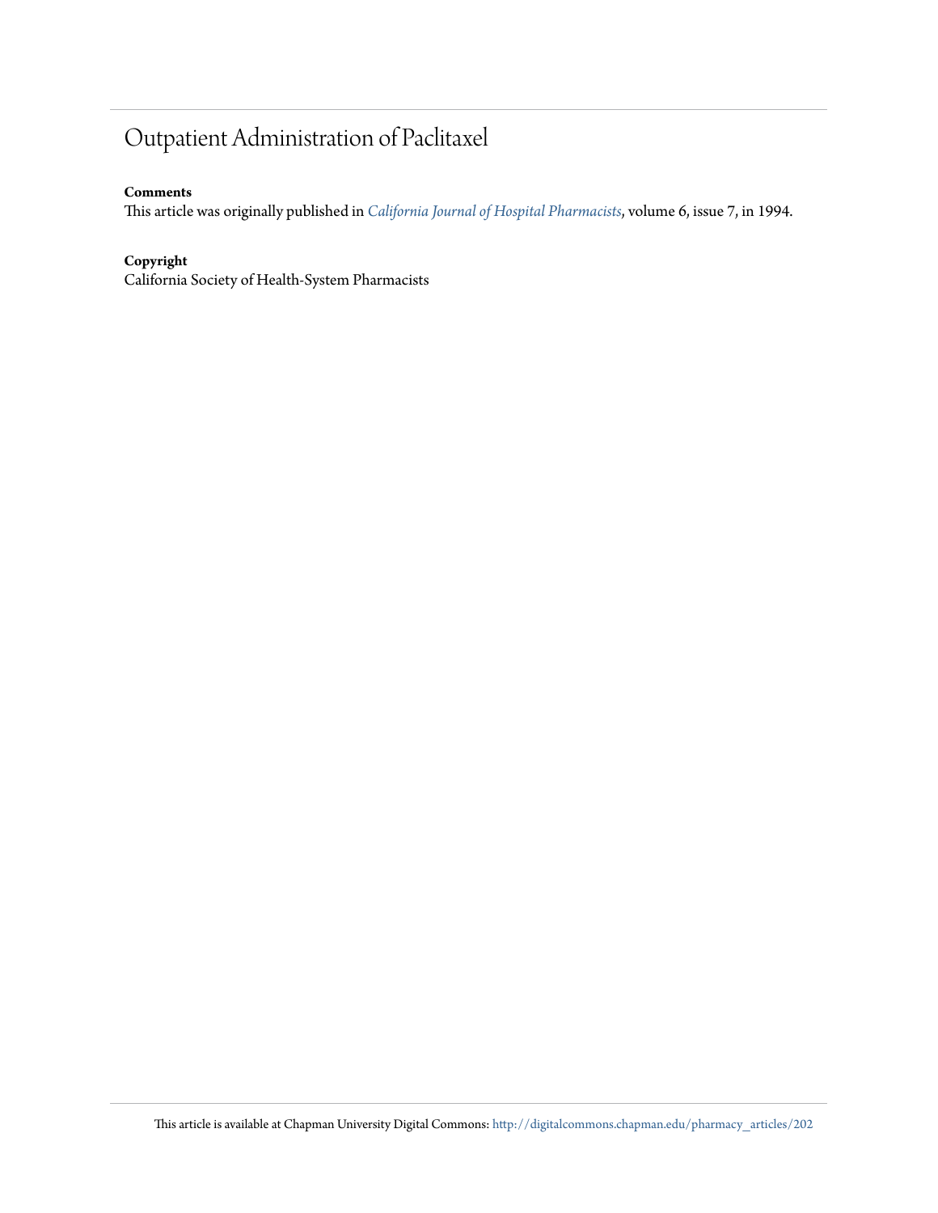# Outpatient Administration of Paclitaxel

**Comments**

This article was originally published in *California Journal of Hospital Pharmacists*, volume 6, issue 7, in 1994.

**Copyright**

California Society of Health-System Pharmacists

This article is available at Chapman University Digital Commons: http://digitalcommons.chapman.edu/pharmacy_articles/202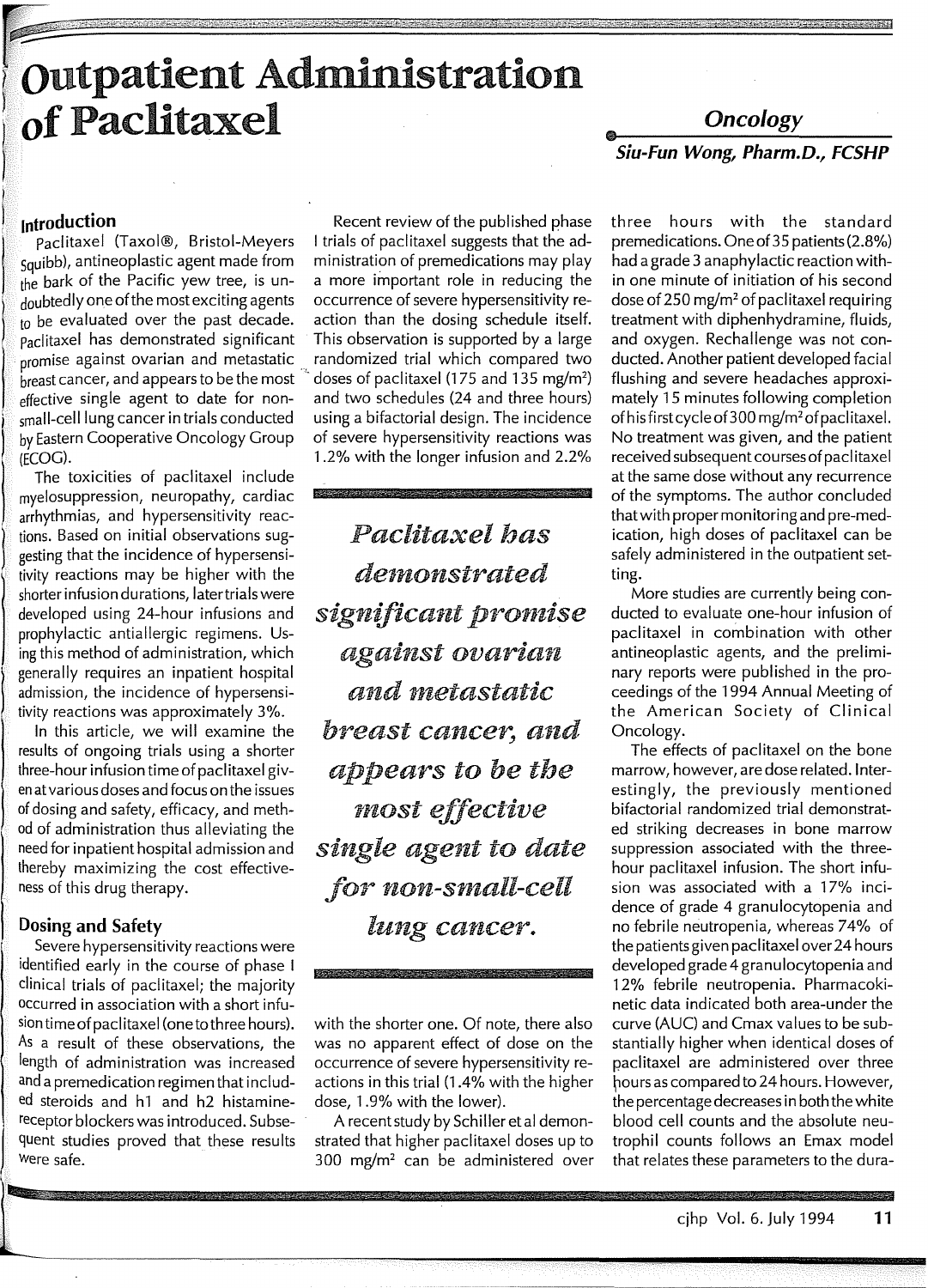# Outpatient Administration of Paclitaxel

*Oncology*

*Siu-Fun Wong, Pharm.D., FCSHP*

## Introduction

Paclitaxel (Taxol®, Bristol-Meyers Squibb), antineoplastic agent made from the bark of the Pacific yew tree, is undoubtedly one of the most exciting agents to be evaluated over the past decade. Paclitaxel has demonstrated significant promise against ovarian and metastatic breast cancer, and appears to be the most effective single agent to date for non-small-cell lung cancer in trials conducted by Eastern Cooperative Oncology Group (ECOG).

The toxicities of paclitaxel include myelosuppression, neuropathy, cardiac arrhythmias, and hypersensitivity reactions. Based on initial observations suggesting that the incidence of hypersensitivity reactions may be higher with the shorter infusion durations, later trials were developed using 24-hour infusions and prophylactic antiallergic regimens. Using this method of administration, which generally requires an inpatient hospital admission, the incidence of hypersensitivity reactions was approximately 3%.

In this article, we will examine the results of ongoing trials using a shorter three-hour infusion time of paclitaxel given at various doses and focus on the issues of dosing and safety, efficacy, and method of administration thus alleviating the need for inpatient hospital admission and thereby maximizing the cost effectiveness of this drug therapy.

## Dosing and Safety

Severe hypersensitivity reactions were identified early in the course of phase I clinical trials of paclitaxel; the majority occurred in association with a short infusion time of paclitaxel (one to three hours). As a result of these observations, the length of administration was increased and a premedication regimen that included steroids and h1 and h2 histamine-receptor blockers was introduced. Subsequent studies proved that these results were safe.

Recent review of the published phase I trials of paclitaxel suggests that the administration of premedications may play a more important role in reducing the occurrence of severe hypersensitivity reaction than the dosing schedule itself. This observation is supported by a large randomized trial which compared two doses of paclitaxel (175 and 135 mg/m$^2$) and two schedules (24 and three hours) using a bifactorial design. The incidence of severe hypersensitivity reactions was 1.2% with the longer infusion and 2.2% with the shorter one. Of note, there also was no apparent effect of dose on the occurrence of severe hypersensitivity reactions in this trial (1.4% with the higher dose, 1.9% with the lower).

*Paclitaxel has demonstrated significant promise against ovarian and metastatic breast cancer, and appears to be the most effective single agent to date for non-small-cell lung cancer.*

A recent study by Schiller et al demonstrated that higher paclitaxel doses up to 300 mg/m$^2$ can be administered over three hours with the standard premedications. One of 35 patients (2.8%) had a grade 3 anaphylactic reaction within one minute of initiation of his second dose of 250 mg/m$^2$ of paclitaxel requiring treatment with diphenhydramine, fluids, and oxygen. Rechallenge was not conducted. Another patient developed facial flushing and severe headaches approximately 15 minutes following completion of his first cycle of 300 mg/m$^2$ of paclitaxel. No treatment was given, and the patient received subsequent courses of paclitaxel at the same dose without any recurrence of the symptoms. The author concluded that with proper monitoring and pre-medication, high doses of paclitaxel can be safely administered in the outpatient setting.

More studies are currently being conducted to evaluate one-hour infusion of paclitaxel in combination with other antineoplastic agents, and the preliminary reports were published in the proceedings of the 1994 Annual Meeting of the American Society of Clinical Oncology.

The effects of paclitaxel on the bone marrow, however, are dose related. Interestingly, the previously mentioned bifactorial randomized trial demonstrated striking decreases in bone marrow suppression associated with the three-hour paclitaxel infusion. The short infusion was associated with a 17% incidence of grade 4 granulocytopenia and no febrile neutropenia, whereas 74% of the patients given paclitaxel over 24 hours developed grade 4 granulocytopenia and 12% febrile neutropenia. Pharmacokinetic data indicated both area-under the curve (AUC) and Cmax values to be substantially higher when identical doses of paclitaxel are administered over three hours as compared to 24 hours. However, the percentage decreases in both the white blood cell counts and the absolute neutrophil counts follows an Emax model that relates these parameters to the dura-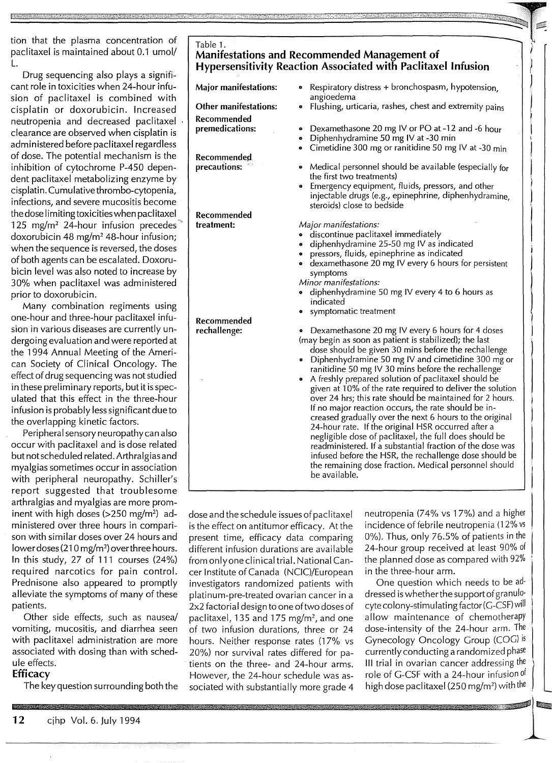tion that the plasma concentration of paclitaxel is maintained about 0.1 umol/L.

Drug sequencing also plays a significant role in toxicities when 24-hour infusion of paclitaxel is combined with cisplatin or doxorubicin. Increased neutropenia and decreased paclitaxel clearance are observed when cisplatin is administered before paclitaxel regardless of dose. The potential mechanism is the inhibition of cytochrome P-450 dependent paclitaxel metabolizing enzyme by cisplatin. Cumulative thrombo-cytopenia, infections, and severe mucositis become the dose limiting toxicities when paclitaxel 125 mg/m² 24-hour infusion precedes doxorubicin 48 mg/m² 48-hour infusion; when the sequence is reversed, the doses of both agents can be escalated. Doxorubicin level was also noted to increase by 30% when paclitaxel was administered prior to doxorubicin.

Many combination regiments using one-hour and three-hour paclitaxel infusion in various diseases are currently undergoing evaluation and were reported at the 1994 Annual Meeting of the American Society of Clinical Oncology. The effect of drug sequencing was not studied in these preliminary reports, but it is speculated that this effect in the three-hour infusion is probably less significant due to the overlapping kinetic factors.

Peripheral sensory neuropathy can also occur with paclitaxel and is dose related but not scheduled related. Arthralgias and myalgias sometimes occur in association with peripheral neuropathy. Schiller's report suggested that troublesome arthralgias and myalgias are more prominent with high doses (>250 mg/m²) administered over three hours in comparison with similar doses over 24 hours and lower doses (210 mg/m²) over three hours. In this study, 27 of 111 courses (24%) required narcotics for pain control. Prednisone also appeared to promptly alleviate the symptoms of many of these patients.

Other side effects, such as nausea/vomiting, mucositis, and diarrhea seen with paclitaxel administration are more associated with dosing than with schedule effects.

Table 1.
**Manifestations and Recommended Management of Hypersensitivity Reaction Associated with Paclitaxel Infusion**

| | |
|---|---|
| **Major manifestations:** | • Respiratory distress + bronchospasm, hypotension, angioedema |
| **Other manifestations:** | • Flushing, urticaria, rashes, chest and extremity pains |
| **Recommended premedications:** | • Dexamethasone 20 mg IV or PO at -12 and -6 hour<br>• Diphenhydramine 50 mg IV at -30 min<br>• Cimetidine 300 mg or ranitidine 50 mg IV at -30 min |
| **Recommended precautions:** | • Medical personnel should be available (especially for the first two treatments)<br>• Emergency equipment, fluids, pressors, and other injectable drugs (e.g., epinephrine, diphenhydramine, steroids) close to bedside |
| **Recommended treatment:** | *Major manifestations:*<br>• discontinue paclitaxel immediately<br>• diphenhydramine 25-50 mg IV as indicated<br>• pressors, fluids, epinephrine as indicated<br>• dexamethasone 20 mg IV every 6 hours for persistent symptoms<br>*Minor manifestations:*<br>• diphenhydramine 50 mg IV every 4 to 6 hours as indicated<br>• symptomatic treatment |
| **Recommended rechallenge:** | • Dexamethasone 20 mg IV every 6 hours for 4 doses (may begin as soon as patient is stabilized); the last dose should be given 30 mins before the rechallenge<br>• Diphenhydramine 50 mg IV and cimetidine 300 mg or ranitidine 50 mg IV 30 mins before the rechallenge<br>• A freshly prepared solution of paclitaxel should be given at 10% of the rate required to deliver the solution over 24 hrs; this rate should be maintained for 2 hours. If no major reaction occurs, the rate should be increased gradually over the next 6 hours to the original 24-hour rate. If the original HSR occurred after a negligible dose of paclitaxel, the full does should be readministered. If a substantial fraction of the dose was infused before the HSR, the rechallenge dose should be the remaining dose fraction. Medical personnel should be available. |

## Efficacy

The key question surrounding both the dose and the schedule issues of paclitaxel is the effect on antitumor efficacy. At the present time, efficacy data comparing different infusion durations are available from only one clinical trial. National Cancer Institute of Canada (NCIC)/European investigators randomized patients with platinum-pre-treated ovarian cancer in a 2x2 factorial design to one of two doses of paclitaxel, 135 and 175 mg/m², and one of two infusion durations, three or 24 hours. Neither response rates (17% vs 20%) nor survival rates differed for patients on the three- and 24-hour arms. However, the 24-hour schedule was associated with substantially more grade 4 neutropenia (74% vs 17%) and a higher incidence of febrile neutropenia (12% vs 0%). Thus, only 76.5% of patients in the 24-hour group received at least 90% of the planned dose as compared with 92% in the three-hour arm.

One question which needs to be addressed is whether the support of granulocyte colony-stimulating factor (G-CSF) will allow maintenance of chemotherapy dose-intensity of the 24-hour arm. The Gynecology Oncology Group (GOG) is currently conducting a randomized phase III trial in ovarian cancer addressing the role of G-CSF with a 24-hour infusion of high dose paclitaxel (250 mg/m²) with the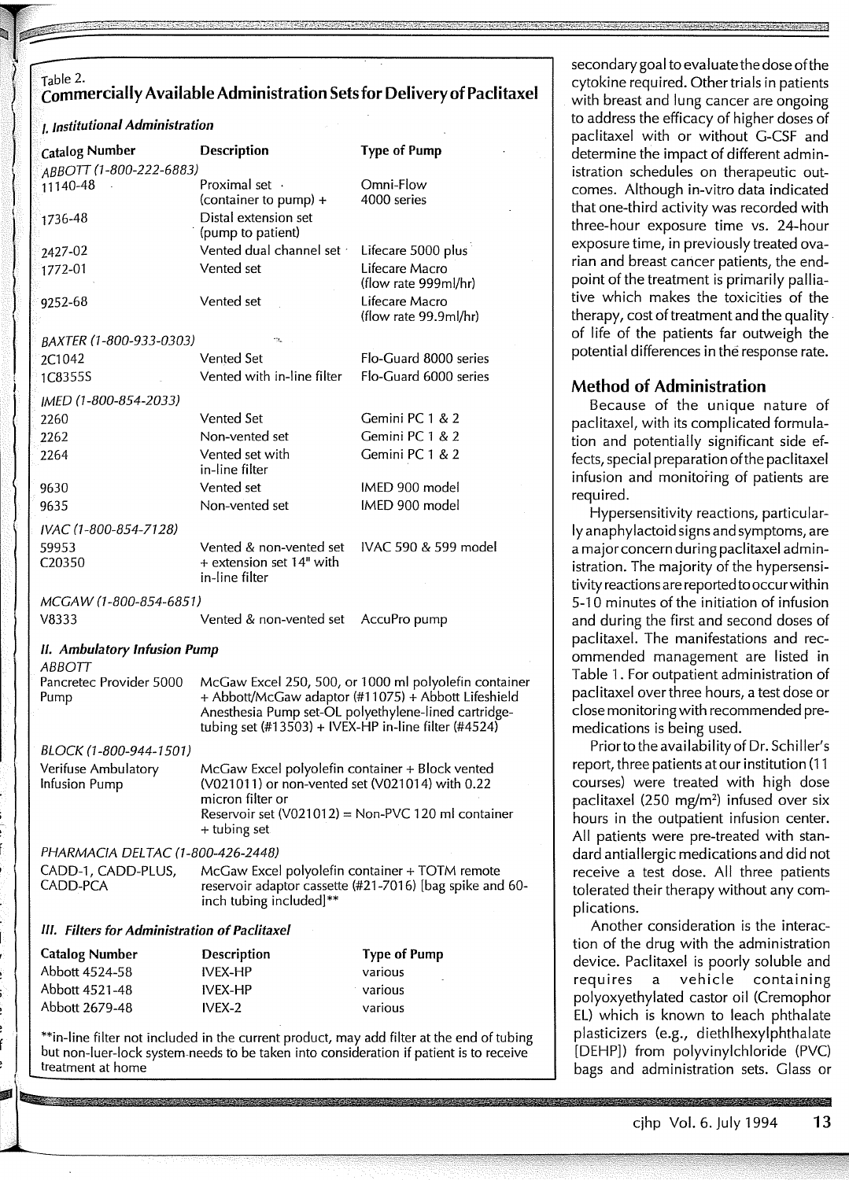Table 2.

## Commercially Available Administration Sets for Delivery of Paclitaxel

### *I. Institutional Administration*

| Catalog Number | Description | Type of Pump |
|---|---|---|
| *ABBOTT (1-800-222-6883)* | | |
| 11140-48 | Proximal set (container to pump) + | Omni-Flow 4000 series |
| 1736-48 | Distal extension set (pump to patient) | |
| 2427-02 | Vented dual channel set | Lifecare 5000 plus |
| 1772-01 | Vented set | Lifecare Macro (flow rate 999ml/hr) |
| 9252-68 | Vented set | Lifecare Macro (flow rate 99.9ml/hr) |
| *BAXTER (1-800-933-0303)* | | |
| 2C1042 | Vented Set | Flo-Guard 8000 series |
| 1C8355S | Vented with in-line filter | Flo-Guard 6000 series |
| *IMED (1-800-854-2033)* | | |
| 2260 | Vented Set | Gemini PC 1 & 2 |
| 2262 | Non-vented set | Gemini PC 1 & 2 |
| 2264 | Vented set with in-line filter | Gemini PC 1 & 2 |
| 9630 | Vented set | IMED 900 model |
| 9635 | Non-vented set | IMED 900 model |
| *IVAC (1-800-854-7128)* | | |
| 59953 | Vented & non-vented set | IVAC 590 & 599 model |
| C20350 | + extension set 14" with in-line filter | |
| *MCGAW (1-800-854-6851)* | | |
| V8333 | Vented & non-vented set | AccuPro pump |

### *II. Ambulatory Infusion Pump*

| | |
|---|---|
| *ABBOTT* | |
| Pancretec Provider 5000 Pump | McGaw Excel 250, 500, or 1000 ml polyolefin container + Abbott/McGaw adaptor (#11075) + Abbott Lifeshield Anesthesia Pump set-OL polyethylene-lined cartridge-tubing set (#13503) + IVEX-HP in-line filter (#4524) |
| *BLOCK (1-800-944-1501)* | |
| Verifuse Ambulatory Infusion Pump | McGaw Excel polyolefin container + Block vented (V021011) or non-vented set (V021014) with 0.22 micron filter or Reservoir set (V021012) = Non-PVC 120 ml container + tubing set |
| *PHARMACIA DELTAC (1-800-426-2448)* | |
| CADD-1, CADD-PLUS, CADD-PCA | McGaw Excel polyolefin container + TOTM remote reservoir adaptor cassette (#21-7016) [bag spike and 60-inch tubing included]** |

### *III. Filters for Administration of Paclitaxel*

| Catalog Number | Description | Type of Pump |
|---|---|---|
| Abbott 4524-58 | IVEX-HP | various |
| Abbott 4521-48 | IVEX-HP | various |
| Abbott 2679-48 | IVEX-2 | various |

**in-line filter not included in the current product, may add filter at the end of tubing but non-luer-lock system needs to be taken into consideration if patient is to receive treatment at home

secondary goal to evaluate the dose of the cytokine required. Other trials in patients with breast and lung cancer are ongoing to address the efficacy of higher doses of paclitaxel with or without G-CSF and determine the impact of different administration schedules on therapeutic outcomes. Although in-vitro data indicated that one-third activity was recorded with three-hour exposure time vs. 24-hour exposure time, in previously treated ovarian and breast cancer patients, the endpoint of the treatment is primarily palliative which makes the toxicities of the therapy, cost of treatment and the quality of life of the patients far outweigh the potential differences in the response rate.

## Method of Administration

Because of the unique nature of paclitaxel, with its complicated formulation and potentially significant side effects, special preparation of the paclitaxel infusion and monitoring of patients are required.

Hypersensitivity reactions, particularly anaphylactoid signs and symptoms, are a major concern during paclitaxel administration. The majority of the hypersensitivity reactions are reported to occur within 5-10 minutes of the initiation of infusion and during the first and second doses of paclitaxel. The manifestations and recommended management are listed in Table 1. For outpatient administration of paclitaxel over three hours, a test dose or close monitoring with recommended premedications is being used.

Prior to the availability of Dr. Schiller's report, three patients at our institution (11 courses) were treated with high dose paclitaxel (250 mg/m$^2$) infused over six hours in the outpatient infusion center. All patients were pre-treated with standard antiallergic medications and did not receive a test dose. All three patients tolerated their therapy without any complications.

Another consideration is the interaction of the drug with the administration device. Paclitaxel is poorly soluble and requires a vehicle containing polyoxyethylated castor oil (Cremophor EL) which is known to leach phthalate plasticizers (e.g., diethlhexylphthalate [DEHP]) from polyvinylchloride (PVC) bags and administration sets. Glass or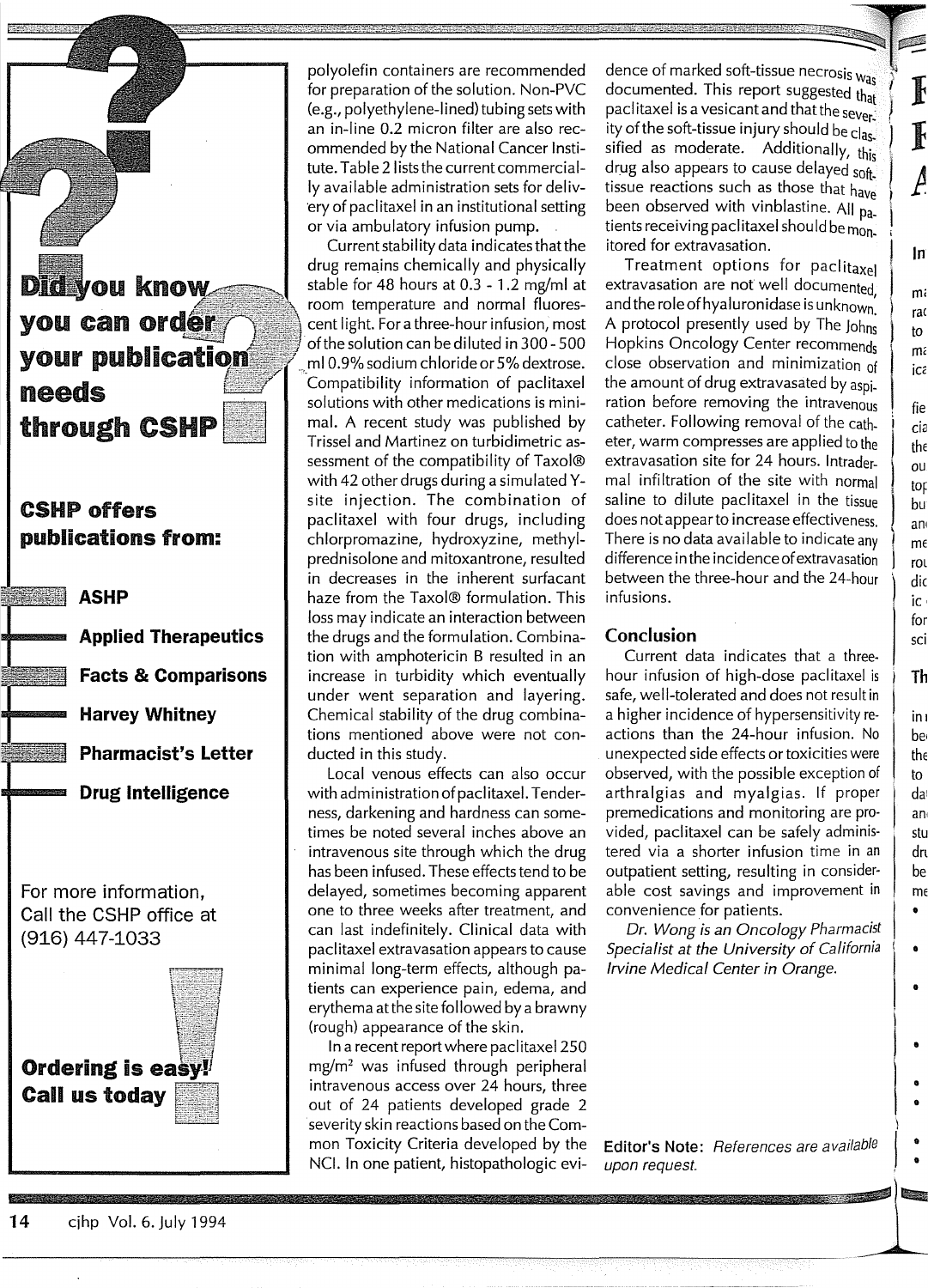**Did you know you can order your publication needs through CSHP**

**CSHP offers publications from:**

- **ASHP**
- **Applied Therapeutics**
- **Facts & Comparisons**
- **Harvey Whitney**
- **Pharmacist's Letter**
- **Drug Intelligence**

For more information, Call the CSHP office at (916) 447-1033

**Ordering is easy! Call us today**

polyolefin containers are recommended for preparation of the solution. Non-PVC (e.g., polyethylene-lined) tubing sets with an in-line 0.2 micron filter are also recommended by the National Cancer Institute. Table 2 lists the current commercially available administration sets for delivery of paclitaxel in an institutional setting or via ambulatory infusion pump.

Current stability data indicates that the drug remains chemically and physically stable for 48 hours at 0.3 - 1.2 mg/ml at room temperature and normal fluorescent light. For a three-hour infusion, most of the solution can be diluted in 300 - 500 ml 0.9% sodium chloride or 5% dextrose. Compatibility information of paclitaxel solutions with other medications is minimal. A recent study was published by Trissel and Martinez on turbidimetric assessment of the compatibility of Taxol® with 42 other drugs during a simulated Y-site injection. The combination of paclitaxel with four drugs, including chlorpromazine, hydroxyzine, methylprednisolone and mitoxantrone, resulted in decreases in the inherent surfactant haze from the Taxol® formulation. This loss may indicate an interaction between the drugs and the formulation. Combination with amphotericin B resulted in an increase in turbidity which eventually under went separation and layering. Chemical stability of the drug combinations mentioned above were not conducted in this study.

Local venous effects can also occur with administration of paclitaxel. Tenderness, darkening and hardness can sometimes be noted several inches above an intravenous site through which the drug has been infused. These effects tend to be delayed, sometimes becoming apparent one to three weeks after treatment, and can last indefinitely. Clinical data with paclitaxel extravasation appears to cause minimal long-term effects, although patients can experience pain, edema, and erythema at the site followed by a brawny (rough) appearance of the skin.

In a recent report where paclitaxel 250 mg/m$^2$ was infused through peripheral intravenous access over 24 hours, three out of 24 patients developed grade 2 severity skin reactions based on the Common Toxicity Criteria developed by the NCI. In one patient, histopathologic evidence of marked soft-tissue necrosis was documented. This report suggested that paclitaxel is a vesicant and that the severity of the soft-tissue injury should be classified as moderate. Additionally, this drug also appears to cause delayed soft-tissue reactions such as those that have been observed with vinblastine. All patients receiving paclitaxel should be monitored for extravasation.

Treatment options for paclitaxel extravasation are not well documented, and the role of hyaluronidase is unknown. A protocol presently used by The Johns Hopkins Oncology Center recommends close observation and minimization of the amount of drug extravasated by aspiration before removing the intravenous catheter. Following removal of the catheter, warm compresses are applied to the extravasation site for 24 hours. Intradermal infiltration of the site with normal saline to dilute paclitaxel in the tissue does not appear to increase effectiveness. There is no data available to indicate any difference in the incidence of extravasation between the three-hour and the 24-hour infusions.

## Conclusion

Current data indicates that a three-hour infusion of high-dose paclitaxel is safe, well-tolerated and does not result in a higher incidence of hypersensitivity reactions than the 24-hour infusion. No unexpected side effects or toxicities were observed, with the possible exception of arthralgias and myalgias. If proper premedications and monitoring are provided, paclitaxel can be safely administered via a shorter infusion time in an outpatient setting, resulting in considerable cost savings and improvement in convenience for patients.

*Dr. Wong is an Oncology Pharmacist Specialist at the University of California Irvine Medical Center in Orange.*

**Editor's Note:** *References are available upon request.*